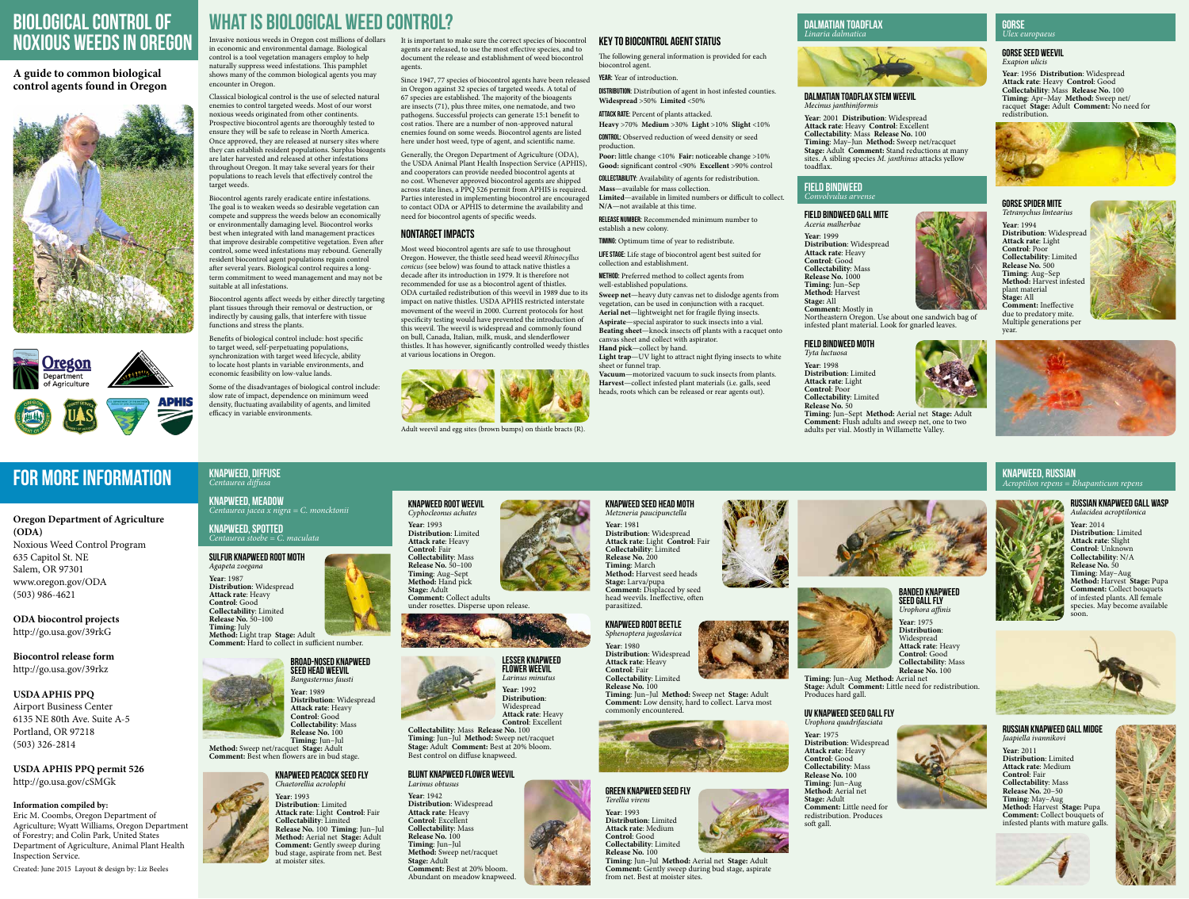# Biological Control of Noxious Weeds in Oregon

**A guide to common biological control agents found in Oregon**

## What is Biological Weed Control?

Invasive noxious weeds in Oregon cost millions of dollars in economic and environmental damage. Biological control is a tool vegetation managers employ to help naturally suppress weed infestations. This pamphlet shows many of the common biological agents you may encounter in Oregon.

Classical biological control is the use of selected natural enemies to control targeted weeds. Most of our worst noxious weeds originated from other continents. Prospective biocontrol agents are thoroughly tested to ensure they will be safe to release in North America. Once approved, they are released at nursery sites where they can establish resident populations. Surplus bioagents are later harvested and released at other infestations throughout Oregon. It may take several years for their populations to reach levels that effectively control the target weeds.

Biocontrol agents rarely eradicate entire infestations. The goal is to weaken weeds so desirable vegetation can compete and suppress the weeds below an economically or environmentally damaging level. Biocontrol works best when integrated with land management practices that improve desirable competitive vegetation. Even after control, some weed infestations may rebound. Generally resident biocontrol agent populations regain control after several years. Biological control requires a long-term commitment to weed management and may not be suitable at all infestations.

Biocontrol agents affect weeds by either directly targeting plant tissues through their removal or destruction, or indirectly by causing galls, that interfere with tissue functions and stress the plants.

Benefits of biological control include: host specific to target weed, self-perpetuating populations, synchronization with target weed lifecycle, ability to locate host plants in variable environments, and economic feasibility on low-value lands.

Some of the disadvantages of biological control include: slow rate of impact, dependence on minimum weed density, fluctuating availability of agents, and limited efficacy in variable environments.

It is important to make sure the correct species of biocontrol agents are released, to use the most effective species, and to document the release and establishment of weed biocontrol agents.

Since 1947, 77 species of biocontrol agents have been released in Oregon against 32 species of targeted weeds. A total of 67 species are established. The majority of the bioagents are insects (71), plus three mites, one nematode, and two pathogens. Successful projects can generate 15:1 benefit to cost ratios. There are a number of non-approved natural enemies found on some weeds. Biocontrol agents are listed here under host weed, type of agent, and scientific name.

Generally, the Oregon Department of Agriculture (ODA), the USDA Animal Plant Health Inspection Service (APHIS), and cooperators can provide needed biocontrol agents at no cost. Whenever approved biocontrol agents are shipped across state lines, a PPQ 526 permit from APHIS is required. Parties interested in implementing biocontrol are encouraged to contact ODA or APHIS to determine the availability and need for biocontrol agents of specific weeds.

### Nontarget Impacts

Most weed biocontrol agents are safe to use throughout Oregon. However, the thistle seed head weevil *Rhinocyllus conicus* (see below) was found to attack native thistles a decade after its introduction in 1979. It is therefore not recommended for use as a biocontrol agent of thistles. ODA curtailed redistribution of this weevil in 1989 due to its impact on native thistles. USDA APHIS restricted interstate movement of the weevil in 2000. Current protocols for host specificity testing would have prevented the introduction of this weevil. The weevil is widespread and commonly found on bull, Canada, Italian, milk, musk, and slenderflower thistles. It has however, significantly controlled weedy thistles at various locations in Oregon.

Adult weevil and egg sites (brown bumps) on thistle bracts (R).

### Key to Biocontrol Agent Status

The following general information is provided for each biocontrol agent.

**Year:** Year of introduction.

**Distribution:** Distribution of agent in host infested counties.
**Widespread** >50% **Limited** <50%

**Attack rate:** Percent of plants attacked.
**Heavy** >70% **Medium** >30% **Light** >10% **Slight** <10%

**Control:** Observed reduction of weed density or seed production.
**Poor:** little change <10% **Fair:** noticeable change >10%
**Good:** significant control <90% **Excellent** >90% control

**Collectability:** Availability of agents for redistribution.
**Mass**—available for mass collection.
**Limited**—available in limited numbers or difficult to collect.
**N/A**—not available at this time.

**Release number:** Recommended minimum number to establish a new colony.

**Timing:** Optimum time of year to redistribute.

**Life stage:** Life stage of biocontrol agent best suited for collection and establishment.

**Method:** Preferred method to collect agents from well-established populations.
**Sweep net**—heavy duty canvas net to dislodge agents from vegetation, can be used in conjunction with a racquet.
**Aerial net**—lightweight net for fragile flying insects.
**Aspirate**—special aspirator to suck insects into a vial.
**Beating sheet**—knock insects off plants with a racquet onto canvas sheet and collect with aspirator.
**Hand pick**—collect by hand.
**Light trap**—UV light to attract night flying insects to white sheet or funnel trap.
**Vacuum**—motorized vacuum to suck insects from plants.
**Harvest**—collect infested plant materials (i.e. galls, seed heads, roots which can be released or rear agents out).

## Dalmatian Toadflax
*Linaria dalmatica*

### Dalmatian Toadflax Stem Weevil
*Mecinus janthiniformis*

**Year**: 2001 **Distribution**: Widespread **Attack rate**: Heavy **Control**: Excellent **Collectability**: Mass **Release No.** 100 **Timing**: May–Jun **Method:** Sweep net/racquet **Stage:** Adult **Comment:** Stand reductions at many sites. A sibling species *M. janthinus* attacks yellow toadflax.

## Field Bindweed
*Convolvulus arvense*

### Field Bindweed Gall Mite
*Aceria malherbae*

**Year**: 1999 **Distribution**: Widespread **Attack rate**: Heavy **Control**: Good **Collectability**: Mass **Release No.** 1000 **Timing**: Jun–Sep **Method:** Harvest **Stage:** All **Comment:** Mostly in Northeastern Oregon. Use about one sandwich bag of infested plant material. Look for gnarled leaves.

### Field Bindweed Moth
*Tyta luctuosa*

**Year**: 1998 **Distribution**: Limited **Attack rate**: Light **Control**: Poor **Collectability**: Limited **Release No.** 50 **Timing**: Jun–Sept **Method:** Aerial net **Stage:** Adult **Comment:** Flush adults and sweep net, one to two adults per vial. Mostly in Willamette Valley.

## Gorse
*Ulex europaeus*

### Gorse Seed Weevil
*Exapion ulicis*

**Year**: 1956 **Distribution**: Widespread **Attack rate**: Heavy **Control**: Good **Collectability**: Mass **Release No.** 100 **Timing**: Apr–May **Method:** Sweep net/racquet **Stage:** Adult **Comment:** No need for redistribution.

### Gorse Spider Mite
*Tetranychus lintearius*

**Year**: 1994 **Distribution**: Widespread **Attack rate**: Light **Control**: Poor **Collectability**: Limited **Release No.** 500 **Timing**: Aug–Sep **Method:** Harvest infested plant material **Stage:** All **Comment:** Ineffective due to predatory mite. Multiple generations per year.

## For More Information

**Oregon Department of Agriculture (ODA)**
Noxious Weed Control Program
635 Capitol St. NE
Salem, OR 97301
www.oregon.gov/ODA
(503) 986-4621

**ODA biocontrol projects**
http://go.usa.gov/39rkG

**Biocontrol release form**
http://go.usa.gov/39rkz

**USDA APHIS PPQ**
Airport Business Center
6135 NE 80th Ave. Suite A-5
Portland, OR 97218
(503) 326-2814

**USDA APHIS PPQ permit 526**
http://go.usa.gov/cSMGk

**Information compiled by:**
Eric M. Coombs, Oregon Department of Agriculture; Wyatt Williams, Oregon Department of Forestry; and Colin Park, United States Department of Agriculture, Animal Plant Health Inspection Service.

Created: June 2015 Layout & design by: Liz Beeles

## Knapweed, Diffuse
*Centaurea diffusa*

## Knapweed, Meadow
*Centaurea jacea x nigra = C. moncktonii*

## Knapweed, Spotted
*Centaurea stoebe = C. maculata*

### Sulfur Knapweed Root Moth
*Agapeta zoegana*

**Year**: 1987 **Distribution**: Widespread **Attack rate**: Heavy **Control**: Good **Collectability**: Limited **Release No.** 50–100 **Timing**: July **Method:** Light trap **Stage:** Adult **Comment:** Hard to collect in sufficient number.

### Broad-nosed Knapweed Seed Head Weevil
*Bangasternus fausti*

**Year**: 1989 **Distribution**: Widespread **Attack rate**: Heavy **Control**: Good **Collectability**: Mass **Release No.** 100 **Timing**: Jun–Jul **Method:** Sweep net/racquet **Stage:** Adult **Comment:** Best when flowers are in bud stage.

### Knapweed Peacock Seed Fly
*Chaetorellia acrolophi*

**Year**: 1993 **Distribution**: Limited **Attack rate**: Light **Control**: Fair **Collectability**: Limited **Release No.** 100 **Timing**: Jun–Jul **Method:** Aerial net **Stage:** Adult **Comment:** Gently sweep during bud stage, aspirate from net. Best at moister sites.

### Knapweed Root Weevil
*Cyphocleonus achates*

**Year**: 1993 **Distribution**: Limited **Attack rate**: Heavy **Control**: Fair **Collectability**: Mass **Release No.** 50–100 **Timing**: Aug–Sept **Method:** Hand pick **Stage:** Adult **Comment:** Collect adults under rosettes. Disperse upon release.

### Lesser Knapweed Flower Weevil
*Larinus minutus*

**Year**: 1992 **Distribution**: Widespread **Attack rate**: Heavy **Control**: Excellent **Collectability**: Mass **Release No.** 100 **Timing**: Jun–Jul **Method:** Sweep net/racquet **Stage:** Adult **Comment:** Best at 20% bloom. Best control on diffuse knapweed.

### Blunt Knapweed Flower Weevil
*Larinus obtusus*

**Year**: 1942 **Distribution**: Widespread **Attack rate**: Heavy **Control**: Excellent **Collectability**: Mass **Release No.** 100 **Timing**: Jun–Jul **Method:** Sweep net/racquet **Stage:** Adult **Comment:** Best at 20% bloom. Abundant on meadow knapweed.

### Knapweed Seed Head Moth
*Metzneria paucipunctella*

**Year**: 1981 **Distribution**: Widespread **Attack rate**: Light **Control**: Fair **Collectability**: Limited **Release No.** 200 **Timing**: March **Method:** Harvest seed heads **Stage:** Larva/pupa **Comment:** Displaced by seed head weevils. Ineffective, often parasitized.

### Knapweed Root Beetle
*Sphenoptera jugoslavica*

**Year**: 1980 **Distribution**: Widespread **Attack rate**: Heavy **Control**: Fair **Collectability**: Limited **Release No.** 100 **Timing**: Jun–Jul **Method:** Sweep net **Stage:** Adult **Comment:** Low density, hard to collect. Larva most commonly encountered.

### Green Knapweed Seed Fly
*Terellia virens*

**Year**: 1993 **Distribution**: Limited **Attack rate**: Medium **Control**: Good **Collectability**: Limited **Release No.** 100 **Timing**: Jun–Jul **Method:** Aerial net **Stage:** Adult **Comment:** Gently sweep during bud stage, aspirate from net. Best at moister sites.

### Banded Knapweed Seed Gall Fly
*Urophora affinis*

**Year**: 1975 **Distribution**: Widespread **Attack rate**: Heavy **Control**: Good **Collectability**: Mass **Release No.** 100 **Timing**: Jun–Aug **Method:** Aerial net **Stage:** Adult **Comment:** Little need for redistribution. Produces hard gall.

### UV Knapweed Seed Gall Fly
*Urophora quadrifasciata*

**Year**: 1975 **Distribution**: Widespread **Attack rate**: Heavy **Control**: Good **Collectability**: Mass **Release No.** 100 **Timing**: Jun–Aug **Method:** Aerial net **Stage:** Adult **Comment:** Little need for redistribution. Produces soft gall.

## Knapweed, Russian
*Acroptilon repens = Rhapanticum repens*

### Russian Knapweed Gall Wasp
*Aulacidea acroptilonica*

**Year**: 2014 **Distribution**: Limited **Attack rate**: Slight **Control**: Unknown **Collectability**: N/A **Release No.** 50 **Timing**: May–Aug **Method:** Harvest **Stage:** Pupa **Comment:** Collect bouquets of infested plants. All female species. May become available soon.

### Russian Knapweed Gall Midge
*Jaapiella ivannikovi*

**Year**: 2011 **Distribution**: Limited **Attack rate**: Medium **Control**: Fair **Collectability**: Mass **Release No.** 20–50 **Timing**: May–Aug **Method:** Harvest **Stage:** Pupa **Comment:** Collect bouquets of infested plants with mature galls.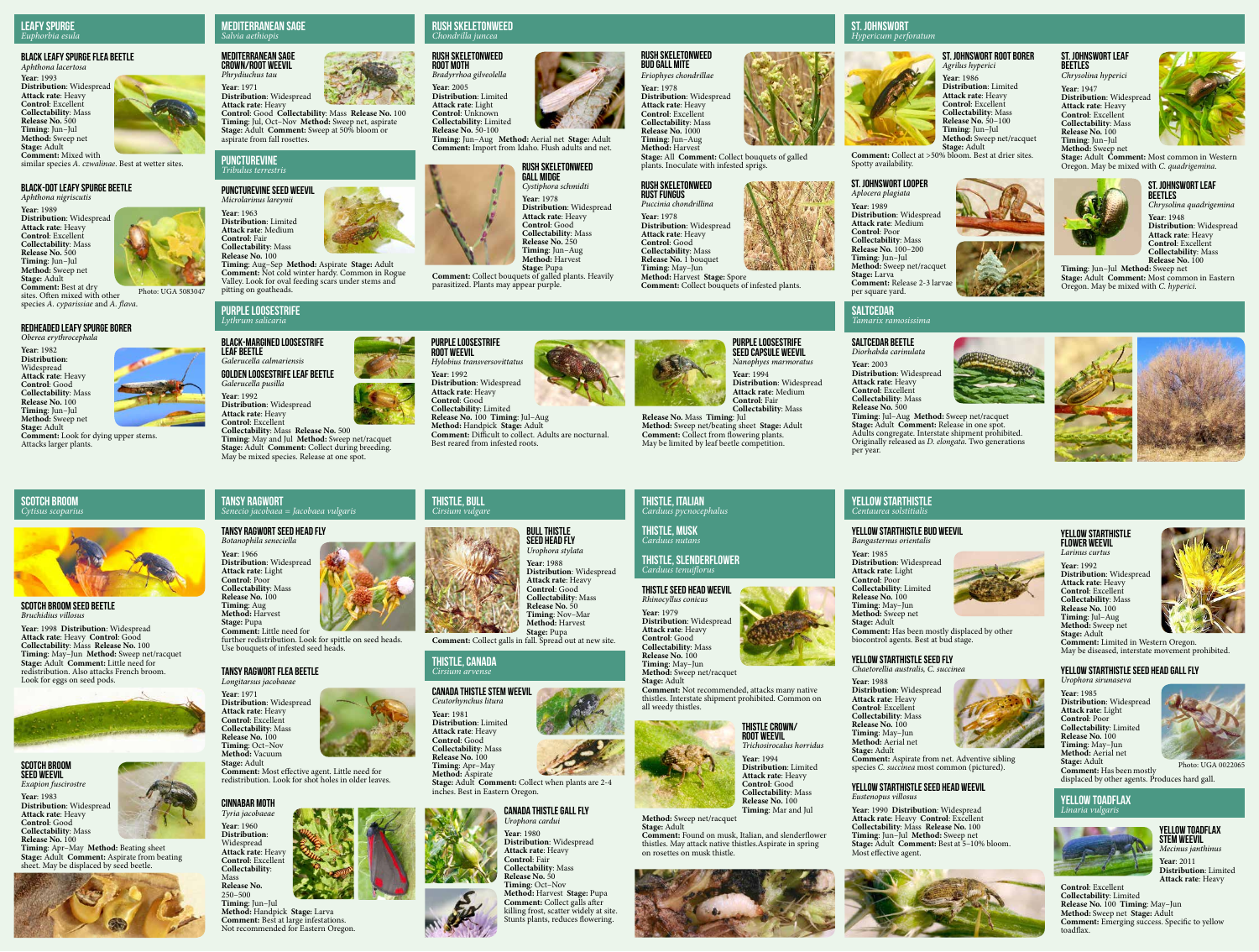## LEAFY SPURGE
*Euphorbia esula*

### BLACK LEAFY SPURGE FLEA BEETLE
*Aphthona lacertosa*

**Year**: 1993
**Distribution**: Widespread
**Attack rate**: Heavy
**Control**: Excellent
**Collectability**: Mass
**Release No.** 500
**Timing**: Jun–Jul
**Method**: Sweep net
**Stage**: Adult
**Comment**: Mixed with similar species *A. czwalinae*. Best at wetter sites.

### BLACK-DOT LEAFY SPURGE BEETLE
*Aphthona nigriscutis*

**Year**: 1989
**Distribution**: Widespread
**Attack rate**: Heavy
**Control**: Excellent
**Collectability**: Mass
**Release No.** 500
**Timing**: Jun–Jul
**Method**: Sweep net
**Stage**: Adult
**Comment**: Best at dry sites. Often mixed with other species *A. cyparissiae* and *A. flava*.

Photo: UGA 5083047

### REDHEADED LEAFY SPURGE BORER
*Oberea erythrocephala*

**Year**: 1982
**Distribution**: Widespread
**Attack rate**: Heavy
**Control**: Good
**Collectability**: Mass
**Release No.** 100
**Timing**: Jun–Jul
**Method**: Sweep net
**Stage**: Adult
**Comment**: Look for dying upper stems. Attacks larger plants.

## MEDITERRANEAN SAGE
*Salvia aethiopis*

### MEDITERRANEAN SAGE CROWN/ROOT WEEVIL
*Phrydiuchus tau*

**Year**: 1971
**Distribution**: Widespread
**Attack rate**: Heavy
**Control**: Good **Collectability**: Mass **Release No.** 100
**Timing**: Jul, Oct–Nov **Method**: Sweep net, aspirate
**Stage**: Adult **Comment**: Sweep at 50% bloom or aspirate from fall rosettes.

## PUNCTUREVINE
*Tribulus terrestris*

### PUNCTUREVINE SEED WEEVIL
*Microlarinus lareynii*

**Year**: 1963
**Distribution**: Limited
**Attack rate**: Medium
**Control**: Fair
**Collectability**: Mass
**Release No.** 100
**Timing**: Aug–Sep **Method**: Aspirate **Stage**: Adult
**Comment**: Not cold winter hardy. Common in Rogue Valley. Look for oval feeding scars under stems and pitting on goatheads.

## RUSH SKELETONWEED
*Chondrilla juncea*

### RUSH SKELETONWEED ROOT MOTH
*Bradyrrhoa gilveolella*

**Year**: 2005
**Distribution**: Limited
**Attack rate**: Light
**Control**: Unknown
**Collectability**: Limited
**Release No.** 50–100
**Timing**: Jun–Aug **Method**: Aerial net **Stage**: Adult
**Comment**: Import from Idaho. Flush adults and net.

### RUSH SKELETONWEED GALL MIDGE
*Cystiphora schmidti*

**Year**: 1978
**Distribution**: Widespread
**Attack rate**: Heavy
**Control**: Good
**Collectability**: Mass
**Release No.** 250
**Timing**: Jun–Aug
**Method**: Harvest
**Stage**: Pupa
**Comment**: Collect bouquets of galled plants. Heavily parasitized. Plants may appear purple.

### RUSH SKELETONWEED BUD GALL MITE
*Eriophyes chondrillae*

**Year**: 1978
**Distribution**: Widespread
**Attack rate**: Heavy
**Control**: Excellent
**Collectability**: Mass
**Release No.** 1000
**Timing**: Jun–Aug
**Method**: Harvest
**Stage**: All **Comment**: Collect bouquets of galled plants. Inoculate with infested sprigs.

### RUSH SKELETONWEED RUST FUNGUS
*Puccinia chondrillina*

**Year**: 1978
**Distribution**: Widespread
**Attack rate**: Heavy
**Control**: Good
**Collectability**: Mass
**Release No.** 1 bouquet
**Timing**: May–Jun
**Method**: Harvest **Stage**: Spore
**Comment**: Collect bouquets of infested plants.

## ST. JOHNSWORT
*Hypericum perforatum*

### ST. JOHNSWORT ROOT BORER
*Agrilus hyperici*

**Year**: 1986
**Distribution**: Limited
**Attack rate**: Heavy
**Control**: Excellent
**Collectability**: Mass
**Release No.** 50–100
**Timing**: Jun–Jul
**Method**: Sweep net/racquet
**Stage**: Adult
**Comment**: Collect at >50% bloom. Best at drier sites. Spotty availability.

### ST. JOHNSWORT LEAF BEETLES
*Chrysolina hyperici*

**Year**: 1947
**Distribution**: Widespread
**Attack rate**: Heavy
**Control**: Excellent
**Collectability**: Mass
**Release No.** 100
**Timing**: Jun–Jul
**Method**: Sweep net
**Stage**: Adult **Comment**: Most common in Western Oregon. May be mixed with *C. quadrigemina*.

### ST. JOHNSWORT LOOPER
*Aplocera plagiata*

**Year**: 1989
**Distribution**: Widespread
**Attack rate**: Medium
**Control**: Poor
**Collectability**: Mass
**Release No.** 100–200
**Timing**: Jun–Jul
**Method**: Sweep net/racquet
**Stage**: Larva
**Comment**: Release 2-3 larvae per square yard.

### ST. JOHNSWORT LEAF BEETLES
*Chrysolina quadrigemina*

**Year**: 1948
**Distribution**: Widespread
**Attack rate**: Heavy
**Control**: Excellent
**Collectability**: Mass
**Release No.** 100
**Timing**: Jun–Jul **Method**: Sweep net
**Stage**: Adult **Comment**: Most common in Eastern Oregon. May be mixed with *C. hyperici*.

## PURPLE LOOSESTRIFE
*Lythrum salicaria*

### BLACK-MARGINED LOOSESTRIFE LEAF BEETLE
*Galerucella calmariensis*

### GOLDEN LOOSESTRIFE LEAF BEETLE
*Galerucella pusilla*

**Year**: 1992
**Distribution**: Widespread
**Attack rate**: Heavy
**Control**: Excellent
**Collectability**: Mass **Release No.** 500
**Timing**: May and Jul **Method**: Sweep net/racquet
**Stage**: Adult **Comment**: Collect during breeding. May be mixed species. Release at one spot.

### PURPLE LOOSESTRIFE ROOT WEEVIL
*Hylobius transversovittatus*

**Year**: 1992
**Distribution**: Widespread
**Attack rate**: Heavy
**Control**: Good
**Collectability**: Limited
**Release No.** 100 **Timing**: Jul–Aug
**Method**: Handpick **Stage**: Adult
**Comment**: Difficult to collect. Adults are nocturnal. Best reared from infested roots.

### PURPLE LOOSESTRIFE SEED CAPSULE WEEVIL
*Nanophyes marmoratus*

**Year**: 1994
**Distribution**: Widespread
**Attack rate**: Medium
**Control**: Fair
**Collectability**: Mass
**Release No.** Mass **Timing**: Jul
**Method**: Sweep net/beating sheet **Stage**: Adult
**Comment**: Collect from flowering plants. May be limited by leaf beetle competition.

## SALTCEDAR
*Tamarix ramosissima*

### SALTCEDAR BEETLE
*Diorhabda carinulata*

**Year**: 2003
**Distribution**: Widespread
**Attack rate**: Heavy
**Control**: Excellent
**Collectability**: Mass
**Release No.** 500
**Timing**: Jul–Aug **Method**: Sweep net/racquet
**Stage**: Adult **Comment**: Release in one spot. Adults congregate. Interstate shipment prohibited. Originally released as *D. elongata*. Two generations per year.

## SCOTCH BROOM
*Cytisus scoparius*

### SCOTCH BROOM SEED BEETLE
*Bruchidius villosus*

**Year**: 1998 **Distribution**: Widespread
**Attack rate**: Heavy **Control**: Good
**Collectability**: Mass **Release No.** 100
**Timing**: May–Jun **Method**: Sweep net/racquet
**Stage**: Adult **Comment**: Little need for redistribution. Also attacks French broom. Look for eggs on seed pods.

### SCOTCH BROOM SEED WEEVIL
*Exapion fuscirostre*

**Year**: 1983
**Distribution**: Widespread
**Attack rate**: Heavy
**Control**: Good
**Collectability**: Mass
**Release No.** 100
**Timing**: Apr–May **Method**: Beating sheet
**Stage**: Adult **Comment**: Aspirate from beating sheet. May be displaced by seed beetle.

## TANSY RAGWORT
*Senecio jacobaea = Jacobaea vulgaris*

### TANSY RAGWORT SEED HEAD FLY
*Botanophila seneciella*

**Year**: 1966
**Distribution**: Widespread
**Attack rate**: Light
**Control**: Poor
**Collectability**: Mass
**Release No.** 100
**Timing**: Aug
**Method**: Harvest
**Stage**: Pupa
**Comment**: Little need for further redistribution. Look for spittle on seed heads. Use bouquets of infested seed heads.

### TANSY RAGWORT FLEA BEETLE
*Longitarsus jacobaeae*

**Year**: 1971
**Distribution**: Widespread
**Attack rate**: Heavy
**Control**: Excellent
**Collectability**: Mass
**Release No.** 100
**Timing**: Oct–Nov
**Method**: Vacuum
**Stage**: Adult
**Comment**: Most effective agent. Little need for redistribution. Look for shot holes in older leaves.

### CINNABAR MOTH
*Tyria jacobaeae*

**Year**: 1960
**Distribution**: Widespread
**Attack rate**: Heavy
**Control**: Excellent
**Collectability**: Mass
**Release No.** 250–500
**Timing**: Jun–Jul
**Method**: Handpick **Stage**: Larva
**Comment**: Best at large infestations. Not recommended for Eastern Oregon.

## THISTLE, BULL
*Cirsium vulgare*

### BULL THISTLE SEED HEAD FLY
*Urophora stylata*

**Year**: 1988
**Distribution**: Widespread
**Attack rate**: Heavy
**Control**: Good
**Collectability**: Mass
**Release No.** 50
**Timing**: Nov–Mar
**Method**: Harvest
**Stage**: Pupa
**Comment**: Collect galls in fall. Spread out at new site.

## THISTLE, CANADA
*Cirsium arvense*

### CANADA THISTLE STEM WEEVIL
*Ceutorhynchus litura*

**Year**: 1981
**Distribution**: Limited
**Attack rate**: Heavy
**Control**: Good
**Collectability**: Mass
**Release No.** 100
**Timing**: Apr–May
**Method**: Aspirate
**Stage**: Adult **Comment**: Collect when plants are 2-4 inches. Best in Eastern Oregon.

### CANADA THISTLE GALL FLY
*Urophora cardui*

**Year**: 1980
**Distribution**: Widespread
**Attack rate**: Heavy
**Control**: Fair
**Collectability**: Mass
**Release No.** 50
**Timing**: Oct–Nov
**Method**: Harvest **Stage**: Pupa
**Comment**: Collect galls after killing frost, scatter widely at site. Stunts plants, reduces flowering.

## THISTLE, ITALIAN
*Carduus pycnocephalus*

## THISTLE, MUSK
*Carduus nutans*

## THISTLE, SLENDERFLOWER
*Carduus tenuiflorus*

### THISTLE SEED HEAD WEEVIL
*Rhinocyllus conicus*

**Year**: 1979
**Distribution**: Widespread
**Attack rate**: Heavy
**Control**: Good
**Collectability**: Mass
**Release No.** 100
**Timing**: May–Jun
**Method**: Sweep net/racquet
**Stage**: Adult
**Comment**: Not recommended, attacks many native thistles. Interstate shipment prohibited. Common on all weedy thistles.

### THISTLE CROWN/ROOT WEEVIL
*Trichosirocalus horridus*

**Year**: 1994
**Distribution**: Limited
**Attack rate**: Heavy
**Control**: Good
**Collectability**: Mass
**Release No.** 100
**Timing**: Mar and Jul
**Method**: Sweep net/racquet
**Stage**: Adult
**Comment**: Found on musk, Italian, and slenderflower thistles. May attack native thistles. Aspirate in spring on rosettes on musk thistle.

## YELLOW STARTHISTLE
*Centaurea solstitialis*

### YELLOW STARTHISTLE BUD WEEVIL
*Bangasternus orientalis*

**Year**: 1985
**Distribution**: Widespread
**Attack rate**: Light
**Control**: Poor
**Collectability**: Limited
**Release No.** 100
**Timing**: May–Jun
**Method**: Sweep net
**Stage**: Adult
**Comment**: Has been mostly displaced by other biocontrol agents. Best at bud stage.

### YELLOW STARTHISTLE SEED FLY
*Chaetorellia australis, C. succinea*

**Year**: 1988
**Distribution**: Widespread
**Attack rate**: Heavy
**Control**: Excellent
**Collectability**: Mass
**Release No.** 100
**Timing**: May–Jun
**Method**: Aerial net
**Stage**: Adult
**Comment**: Aspirate from net. Adventive sibling species *C. succinea* most common (pictured).

### YELLOW STARTHISTLE SEED HEAD WEEVIL
*Eustenopus villosus*

**Year**: 1990 **Distribution**: Widespread
**Attack rate**: Heavy **Control**: Excellent
**Collectability**: Mass **Release No.** 100
**Timing**: Jun–Jul **Method**: Sweep net
**Stage**: Adult **Comment**: Best at 5–10% bloom. Most effective agent.

### YELLOW STARTHISTLE FLOWER WEEVIL
*Larinus curtus*

**Year**: 1992
**Distribution**: Widespread
**Attack rate**: Heavy
**Control**: Excellent
**Collectability**: Mass
**Release No.** 100
**Timing**: Jul–Aug
**Method**: Sweep net
**Stage**: Adult
**Comment**: Limited in Western Oregon. May be diseased, interstate movement prohibited.

### YELLOW STARTHISTLE SEED HEAD GALL FLY
*Urophora sirunaseva*

**Year**: 1985
**Distribution**: Widespread
**Attack rate**: Light
**Control**: Poor
**Collectability**: Limited
**Release No.** 100
**Timing**: May–Jun
**Method**: Aerial net
**Stage**: Adult
**Comment**: Has been mostly displaced by other agents. Produces hard gall.

Photo: UGA 0022065

## YELLOW TOADFLAX
*Linaria vulgaris*

### YELLOW TOADFLAX STEM WEEVIL
*Mecinus janthinus*

**Year**: 2011
**Distribution**: Limited
**Attack rate**: Heavy
**Control**: Excellent
**Collectability**: Limited
**Release No.** 100 **Timing**: May–Jun
**Method**: Sweep net **Stage**: Adult
**Comment**: Emerging success. Specific to yellow toadflax.